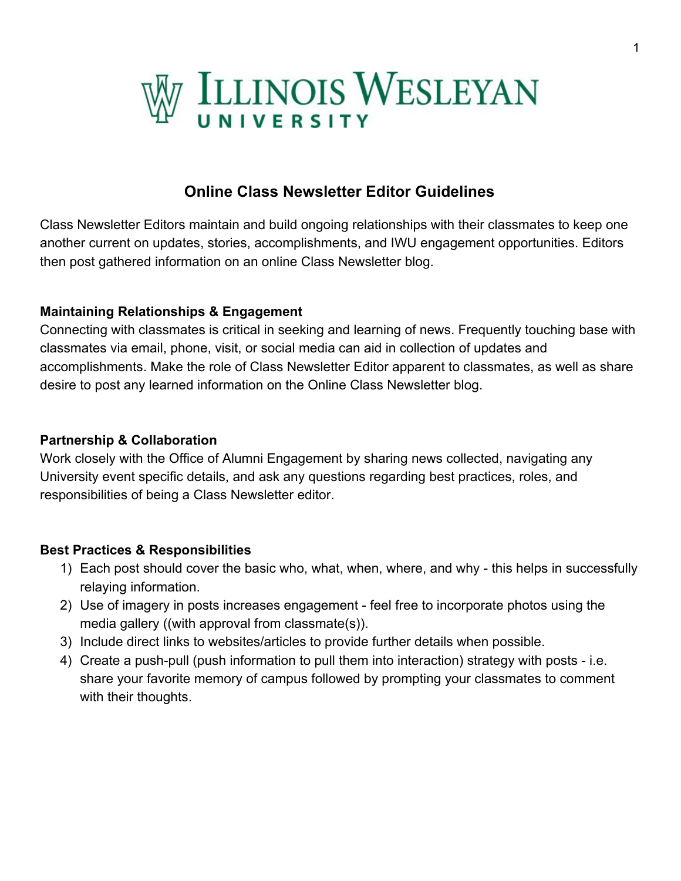# Online Class Newsletter Editor Guidelines

Class Newsletter Editors maintain and build ongoing relationships with their classmates to keep one another current on updates, stories, accomplishments, and IWU engagement opportunities. Editors then post gathered information on an online Class Newsletter blog.

**Maintaining Relationships & Engagement**

Connecting with classmates is critical in seeking and learning of news. Frequently touching base with classmates via email, phone, visit, or social media can aid in collection of updates and accomplishments. Make the role of Class Newsletter Editor apparent to classmates, as well as share desire to post any learned information on the Online Class Newsletter blog.

**Partnership & Collaboration**

Work closely with the Office of Alumni Engagement by sharing news collected, navigating any University event specific details, and ask any questions regarding best practices, roles, and responsibilities of being a Class Newsletter editor.

**Best Practices & Responsibilities**

1) Each post should cover the basic who, what, when, where, and why - this helps in successfully relaying information.
2) Use of imagery in posts increases engagement - feel free to incorporate photos using the media gallery ((with approval from classmate(s)).
3) Include direct links to websites/articles to provide further details when possible.
4) Create a push-pull (push information to pull them into interaction) strategy with posts - i.e. share your favorite memory of campus followed by prompting your classmates to comment with their thoughts.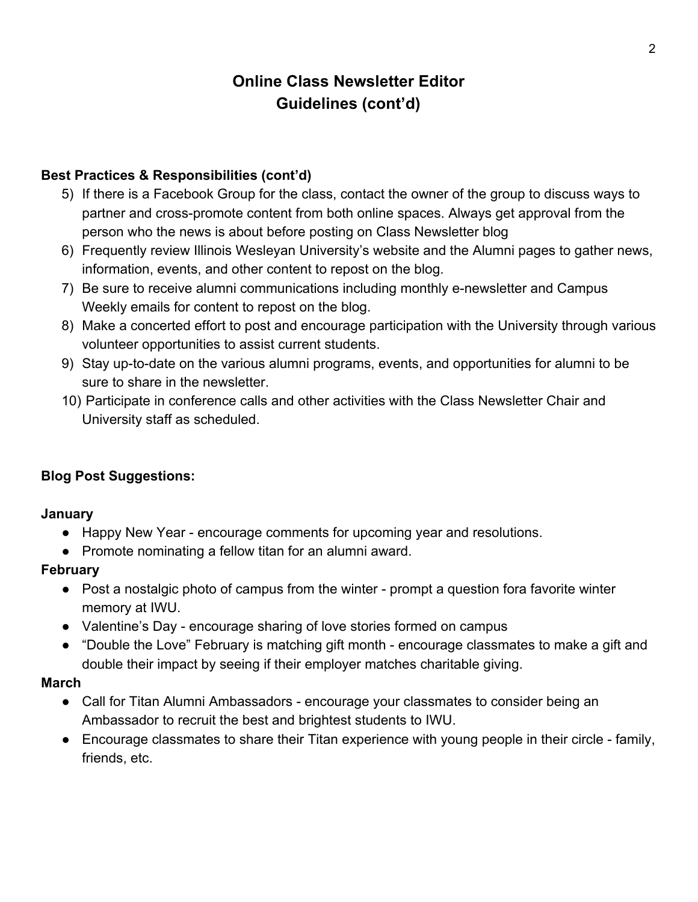## Online Class Newsletter Editor Guidelines (cont'd)

**Best Practices & Responsibilities (cont'd)**

5) If there is a Facebook Group for the class, contact the owner of the group to discuss ways to partner and cross-promote content from both online spaces. Always get approval from the person who the news is about before posting on Class Newsletter blog
6) Frequently review Illinois Wesleyan University's website and the Alumni pages to gather news, information, events, and other content to repost on the blog.
7) Be sure to receive alumni communications including monthly e-newsletter and Campus Weekly emails for content to repost on the blog.
8) Make a concerted effort to post and encourage participation with the University through various volunteer opportunities to assist current students.
9) Stay up-to-date on the various alumni programs, events, and opportunities for alumni to be sure to share in the newsletter.
10) Participate in conference calls and other activities with the Class Newsletter Chair and University staff as scheduled.

**Blog Post Suggestions:**

**January**

- Happy New Year - encourage comments for upcoming year and resolutions.
- Promote nominating a fellow titan for an alumni award.

**February**

- Post a nostalgic photo of campus from the winter - prompt a question fora favorite winter memory at IWU.
- Valentine's Day - encourage sharing of love stories formed on campus
- "Double the Love" February is matching gift month - encourage classmates to make a gift and double their impact by seeing if their employer matches charitable giving.

**March**

- Call for Titan Alumni Ambassadors - encourage your classmates to consider being an Ambassador to recruit the best and brightest students to IWU.
- Encourage classmates to share their Titan experience with young people in their circle - family, friends, etc.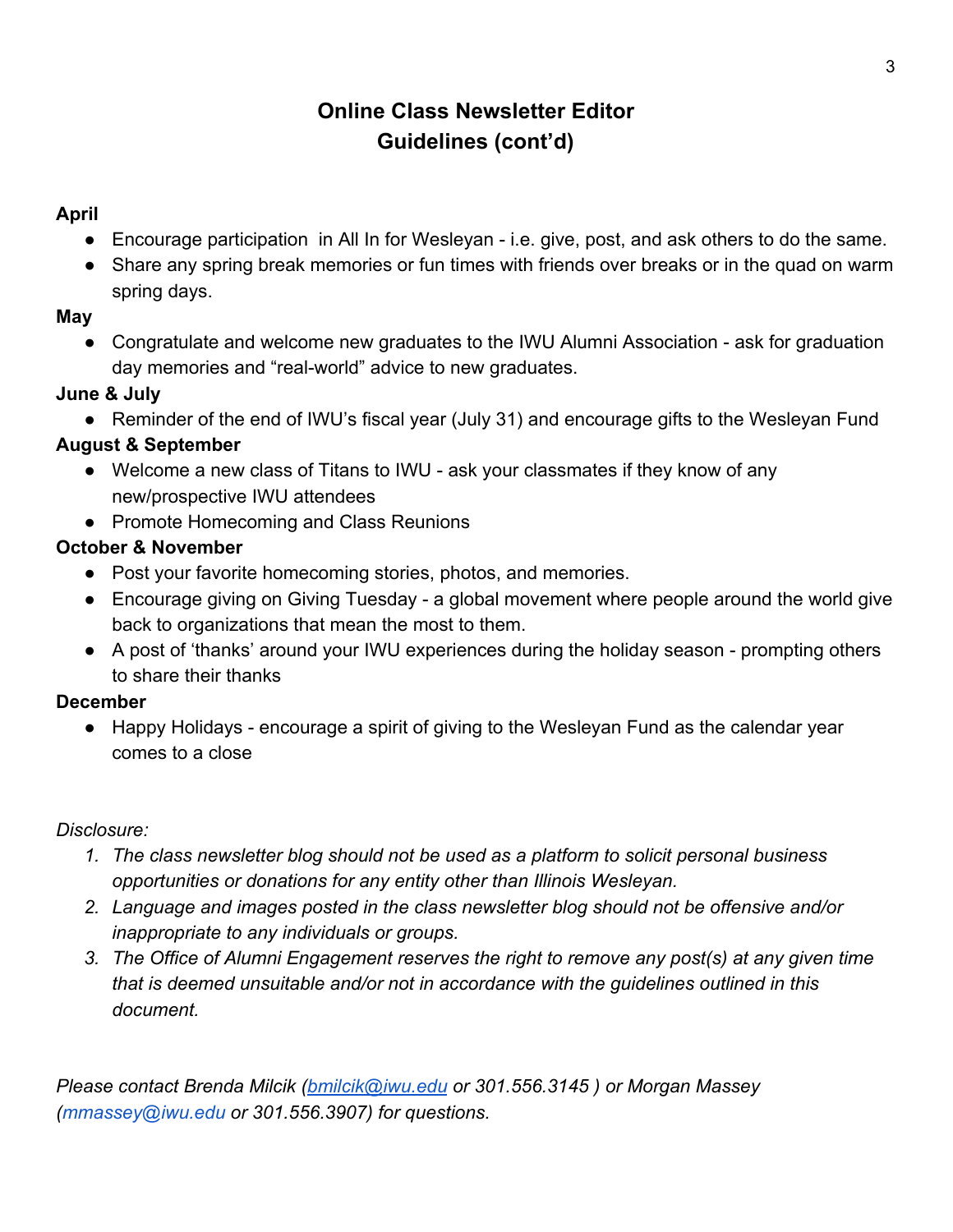## Online Class Newsletter Editor
## Guidelines (cont'd)

**April**

- Encourage participation in All In for Wesleyan - i.e. give, post, and ask others to do the same.
- Share any spring break memories or fun times with friends over breaks or in the quad on warm spring days.

**May**

- Congratulate and welcome new graduates to the IWU Alumni Association - ask for graduation day memories and "real-world" advice to new graduates.

**June & July**

- Reminder of the end of IWU's fiscal year (July 31) and encourage gifts to the Wesleyan Fund

**August & September**

- Welcome a new class of Titans to IWU - ask your classmates if they know of any new/prospective IWU attendees
- Promote Homecoming and Class Reunions

**October & November**

- Post your favorite homecoming stories, photos, and memories.
- Encourage giving on Giving Tuesday - a global movement where people around the world give back to organizations that mean the most to them.
- A post of 'thanks' around your IWU experiences during the holiday season - prompting others to share their thanks

**December**

- Happy Holidays - encourage a spirit of giving to the Wesleyan Fund as the calendar year comes to a close

*Disclosure:*

1. *The class newsletter blog should not be used as a platform to solicit personal business opportunities or donations for any entity other than Illinois Wesleyan.*
2. *Language and images posted in the class newsletter blog should not be offensive and/or inappropriate to any individuals or groups.*
3. *The Office of Alumni Engagement reserves the right to remove any post(s) at any given time that is deemed unsuitable and/or not in accordance with the guidelines outlined in this document.*

*Please contact Brenda Milcik (bmilcik@iwu.edu or 301.556.3145 ) or Morgan Massey (mmassey@iwu.edu or 301.556.3907) for questions.*